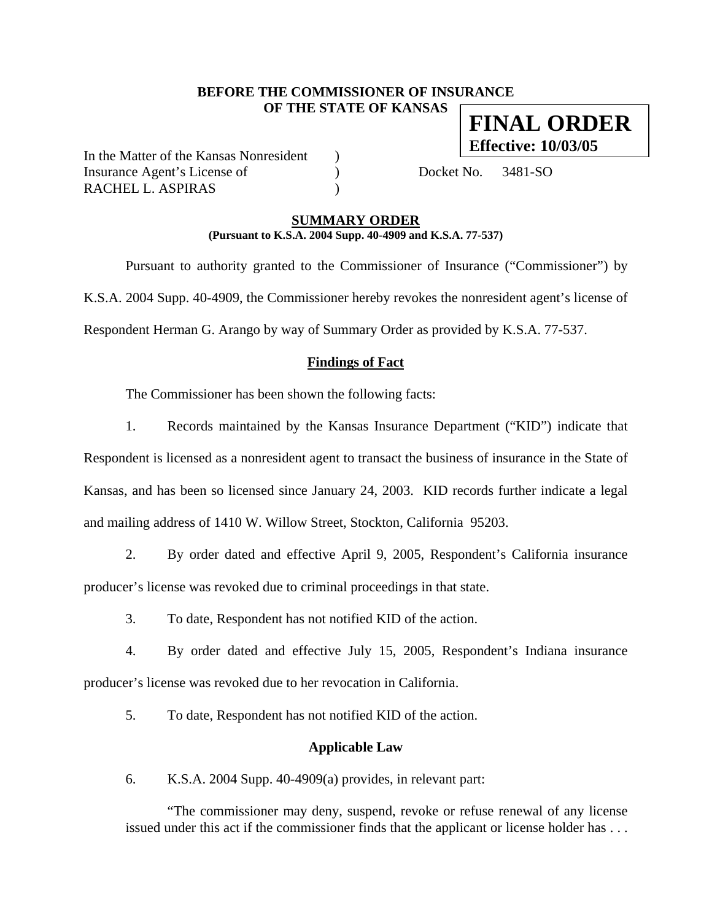**BEFORE THE COMMISSIONER OF INSURANCE**
**OF THE STATE OF KANSAS**

**FINAL ORDER**
**Effective: 10/03/05**

In the Matter of the Kansas Nonresident )
Insurance Agent's License of ) Docket No. 3481-SO
RACHEL L. ASPIRAS )

## SUMMARY ORDER

**(Pursuant to K.S.A. 2004 Supp. 40-4909 and K.S.A. 77-537)**

Pursuant to authority granted to the Commissioner of Insurance ("Commissioner") by K.S.A. 2004 Supp. 40-4909, the Commissioner hereby revokes the nonresident agent's license of Respondent Herman G. Arango by way of Summary Order as provided by K.S.A. 77-537.

### Findings of Fact

The Commissioner has been shown the following facts:

1. Records maintained by the Kansas Insurance Department ("KID") indicate that Respondent is licensed as a nonresident agent to transact the business of insurance in the State of Kansas, and has been so licensed since January 24, 2003. KID records further indicate a legal and mailing address of 1410 W. Willow Street, Stockton, California 95203.

2. By order dated and effective April 9, 2005, Respondent's California insurance producer's license was revoked due to criminal proceedings in that state.

3. To date, Respondent has not notified KID of the action.

4. By order dated and effective July 15, 2005, Respondent's Indiana insurance producer's license was revoked due to her revocation in California.

5. To date, Respondent has not notified KID of the action.

### Applicable Law

6. K.S.A. 2004 Supp. 40-4909(a) provides, in relevant part:

> "The commissioner may deny, suspend, revoke or refuse renewal of any license issued under this act if the commissioner finds that the applicant or license holder has . . .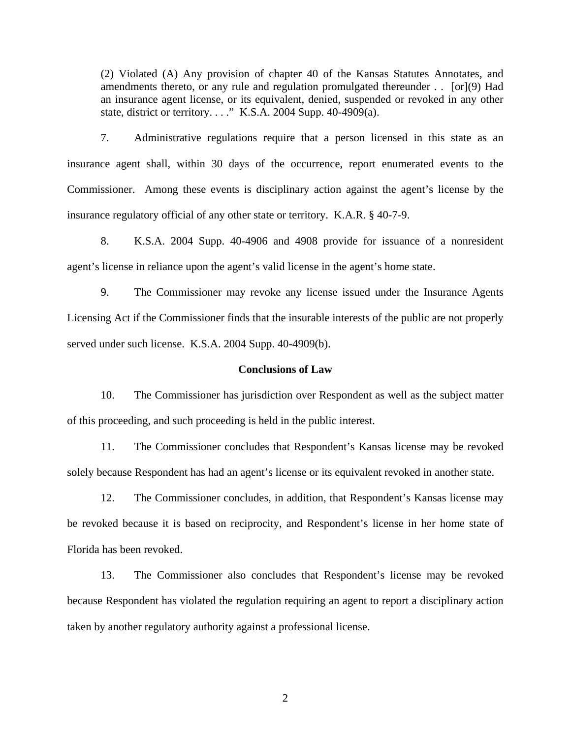(2) Violated (A) Any provision of chapter 40 of the Kansas Statutes Annotates, and amendments thereto, or any rule and regulation promulgated thereunder . . [or](9) Had an insurance agent license, or its equivalent, denied, suspended or revoked in any other state, district or territory. . . ." K.S.A. 2004 Supp. 40-4909(a).

7. Administrative regulations require that a person licensed in this state as an insurance agent shall, within 30 days of the occurrence, report enumerated events to the Commissioner. Among these events is disciplinary action against the agent's license by the insurance regulatory official of any other state or territory. K.A.R. § 40-7-9.

8. K.S.A. 2004 Supp. 40-4906 and 4908 provide for issuance of a nonresident agent's license in reliance upon the agent's valid license in the agent's home state.

9. The Commissioner may revoke any license issued under the Insurance Agents Licensing Act if the Commissioner finds that the insurable interests of the public are not properly served under such license. K.S.A. 2004 Supp. 40-4909(b).

**Conclusions of Law**

10. The Commissioner has jurisdiction over Respondent as well as the subject matter of this proceeding, and such proceeding is held in the public interest.

11. The Commissioner concludes that Respondent's Kansas license may be revoked solely because Respondent has had an agent's license or its equivalent revoked in another state.

12. The Commissioner concludes, in addition, that Respondent's Kansas license may be revoked because it is based on reciprocity, and Respondent's license in her home state of Florida has been revoked.

13. The Commissioner also concludes that Respondent's license may be revoked because Respondent has violated the regulation requiring an agent to report a disciplinary action taken by another regulatory authority against a professional license.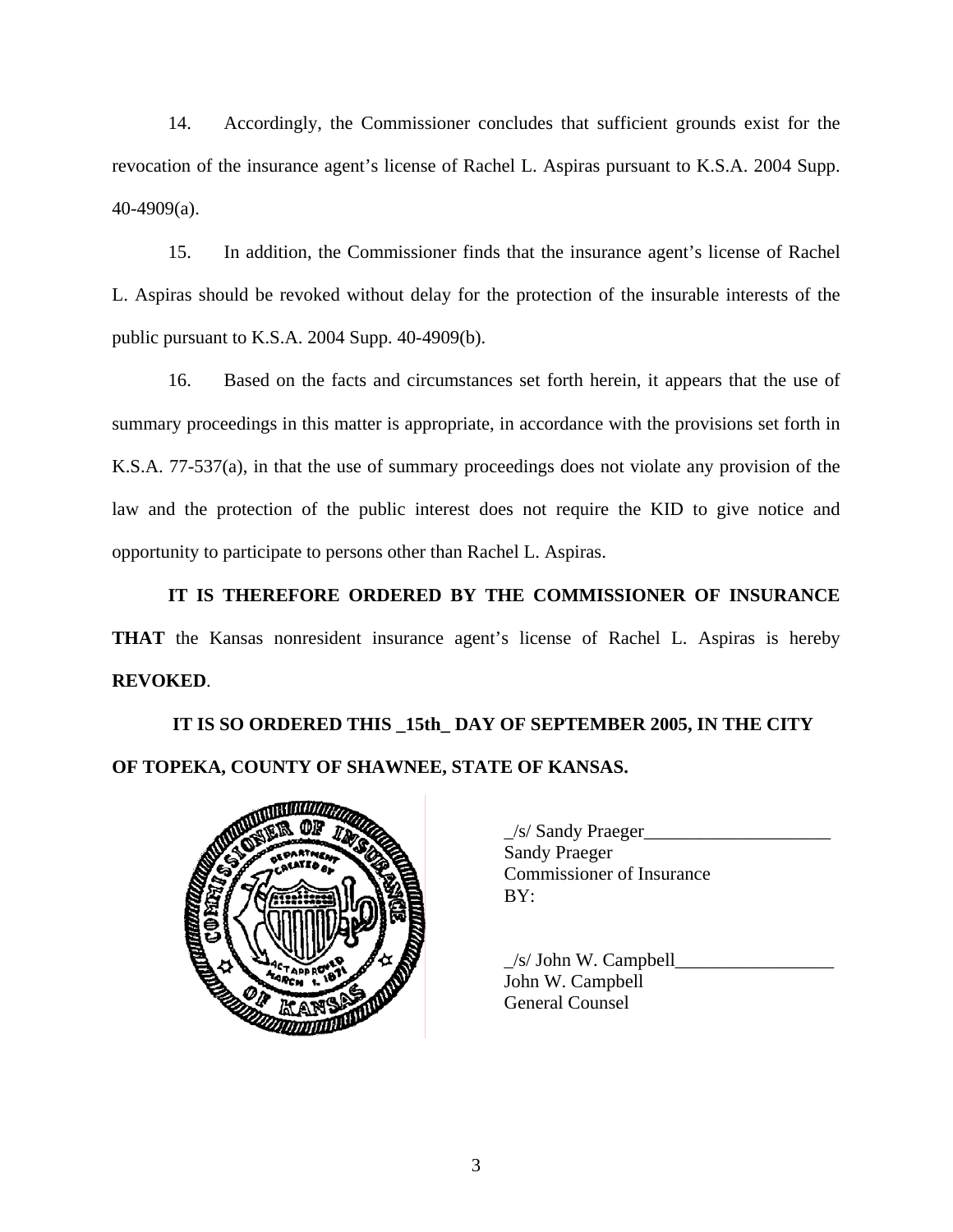14. Accordingly, the Commissioner concludes that sufficient grounds exist for the revocation of the insurance agent's license of Rachel L. Aspiras pursuant to K.S.A. 2004 Supp. 40-4909(a).

15. In addition, the Commissioner finds that the insurance agent's license of Rachel L. Aspiras should be revoked without delay for the protection of the insurable interests of the public pursuant to K.S.A. 2004 Supp. 40-4909(b).

16. Based on the facts and circumstances set forth herein, it appears that the use of summary proceedings in this matter is appropriate, in accordance with the provisions set forth in K.S.A. 77-537(a), in that the use of summary proceedings does not violate any provision of the law and the protection of the public interest does not require the KID to give notice and opportunity to participate to persons other than Rachel L. Aspiras.

**IT IS THEREFORE ORDERED BY THE COMMISSIONER OF INSURANCE THAT** the Kansas nonresident insurance agent's license of Rachel L. Aspiras is hereby **REVOKED**.

**IT IS SO ORDERED THIS _15th_ DAY OF SEPTEMBER 2005, IN THE CITY OF TOPEKA, COUNTY OF SHAWNEE, STATE OF KANSAS.**

_/s/ Sandy Praeger____________________
Sandy Praeger
Commissioner of Insurance
BY:

_/s/ John W. Campbell_________________
John W. Campbell
General Counsel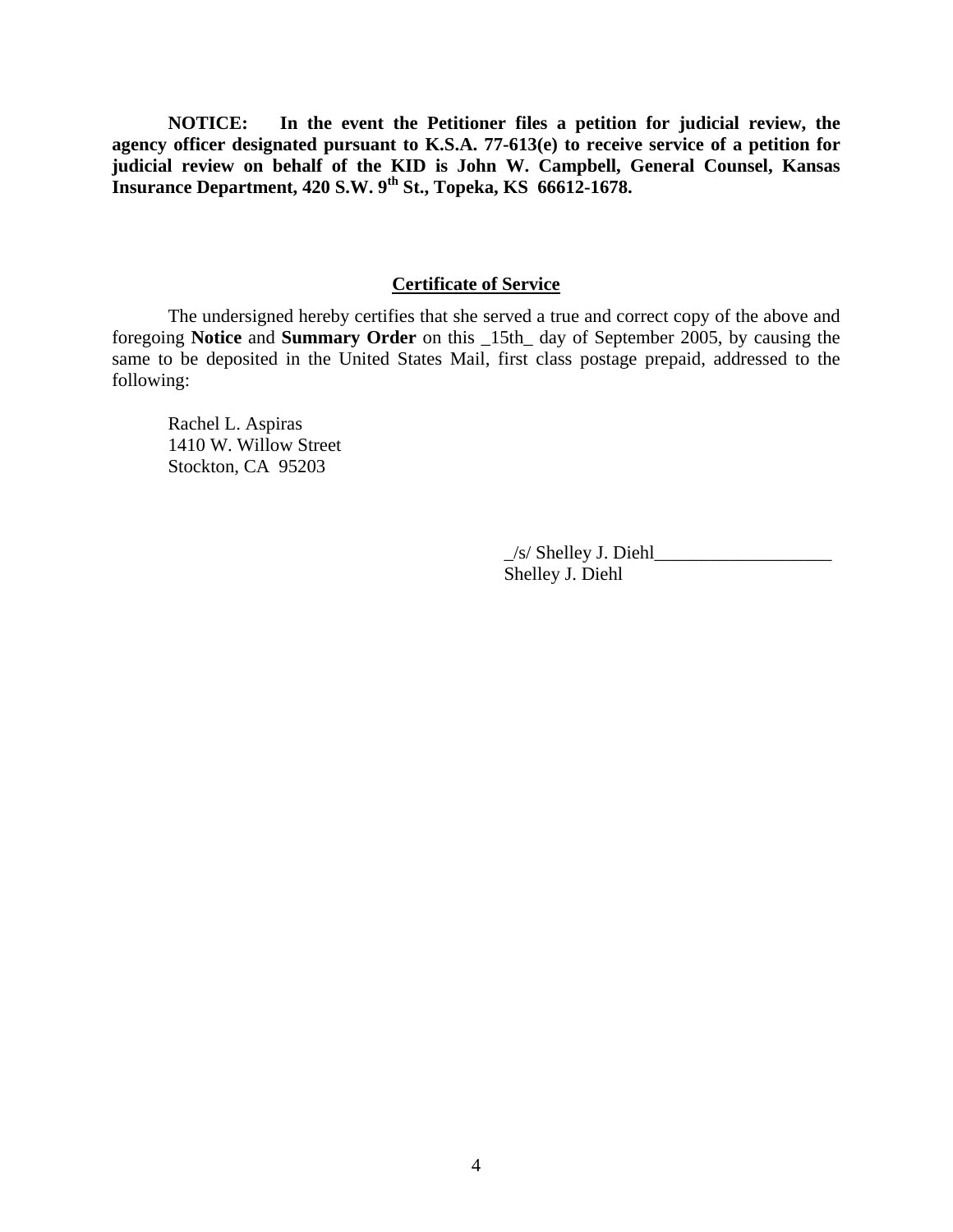**NOTICE: In the event the Petitioner files a petition for judicial review, the agency officer designated pursuant to K.S.A. 77-613(e) to receive service of a petition for judicial review on behalf of the KID is John W. Campbell, General Counsel, Kansas Insurance Department, 420 S.W. 9th St., Topeka, KS 66612-1678.**

## Certificate of Service

The undersigned hereby certifies that she served a true and correct copy of the above and foregoing **Notice** and **Summary Order** on this _15th_ day of September 2005, by causing the same to be deposited in the United States Mail, first class postage prepaid, addressed to the following:

Rachel L. Aspiras
1410 W. Willow Street
Stockton, CA 95203

_/s/ Shelley J. Diehl___________________
Shelley J. Diehl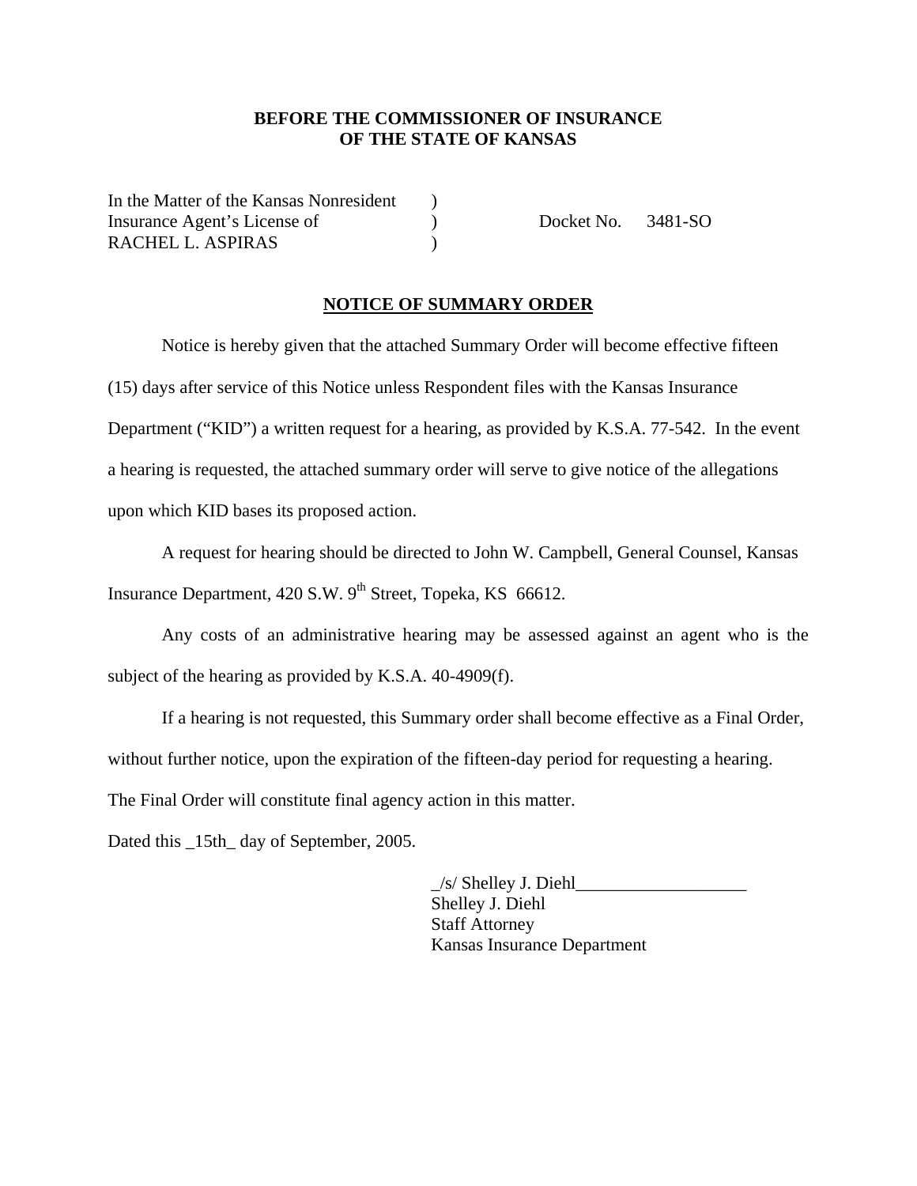**BEFORE THE COMMISSIONER OF INSURANCE**
**OF THE STATE OF KANSAS**

| | | |
|---|---|---|
| In the Matter of the Kansas Nonresident | ) | |
| Insurance Agent's License of | ) | Docket No. 3481-SO |
| RACHEL L. ASPIRAS | ) | |

## NOTICE OF SUMMARY ORDER

Notice is hereby given that the attached Summary Order will become effective fifteen (15) days after service of this Notice unless Respondent files with the Kansas Insurance Department ("KID") a written request for a hearing, as provided by K.S.A. 77-542. In the event a hearing is requested, the attached summary order will serve to give notice of the allegations upon which KID bases its proposed action.

A request for hearing should be directed to John W. Campbell, General Counsel, Kansas Insurance Department, 420 S.W. 9th Street, Topeka, KS 66612.

Any costs of an administrative hearing may be assessed against an agent who is the subject of the hearing as provided by K.S.A. 40-4909(f).

If a hearing is not requested, this Summary order shall become effective as a Final Order, without further notice, upon the expiration of the fifteen-day period for requesting a hearing. The Final Order will constitute final agency action in this matter.

Dated this _15th_ day of September, 2005.

_/s/ Shelley J. Diehl___________________
Shelley J. Diehl
Staff Attorney
Kansas Insurance Department